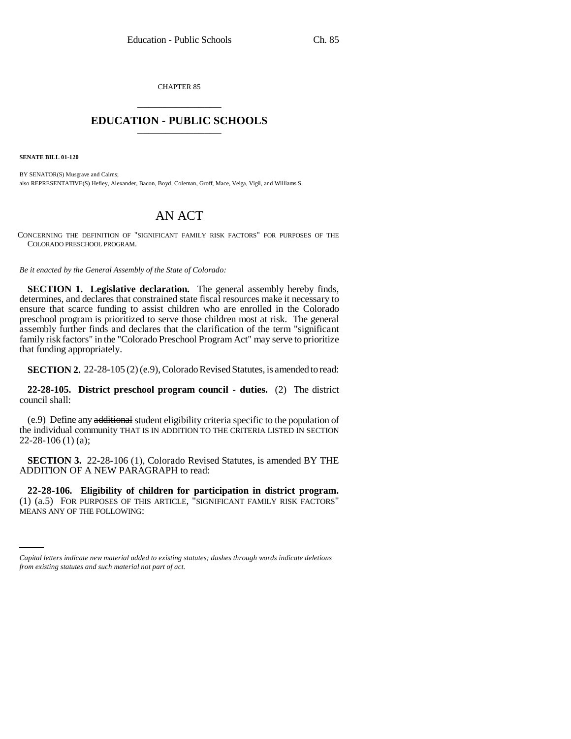CHAPTER 85

# EDUCATION - PUBLIC SCHOOLS

**SENATE BILL 01-120**

BY SENATOR(S) Musgrave and Cairns;
also REPRESENTATIVE(S) Hefley, Alexander, Bacon, Boyd, Coleman, Groff, Mace, Veiga, Vigil, and Williams S.

## AN ACT

CONCERNING THE DEFINITION OF "SIGNIFICANT FAMILY RISK FACTORS" FOR PURPOSES OF THE COLORADO PRESCHOOL PROGRAM.

*Be it enacted by the General Assembly of the State of Colorado:*

**SECTION 1. Legislative declaration.** The general assembly hereby finds, determines, and declares that constrained state fiscal resources make it necessary to ensure that scarce funding to assist children who are enrolled in the Colorado preschool program is prioritized to serve those children most at risk. The general assembly further finds and declares that the clarification of the term "significant family risk factors" in the "Colorado Preschool Program Act" may serve to prioritize that funding appropriately.

**SECTION 2.** 22-28-105 (2) (e.9), Colorado Revised Statutes, is amended to read:

**22-28-105. District preschool program council - duties.** (2) The district council shall:

(e.9) Define any ~~additional~~ student eligibility criteria specific to the population of the individual community THAT IS IN ADDITION TO THE CRITERIA LISTED IN SECTION 22-28-106 (1) (a);

**SECTION 3.** 22-28-106 (1), Colorado Revised Statutes, is amended BY THE ADDITION OF A NEW PARAGRAPH to read:

**22-28-106. Eligibility of children for participation in district program.** (1) (a.5) FOR PURPOSES OF THIS ARTICLE, "SIGNIFICANT FAMILY RISK FACTORS" MEANS ANY OF THE FOLLOWING:

*Capital letters indicate new material added to existing statutes; dashes through words indicate deletions from existing statutes and such material not part of act.*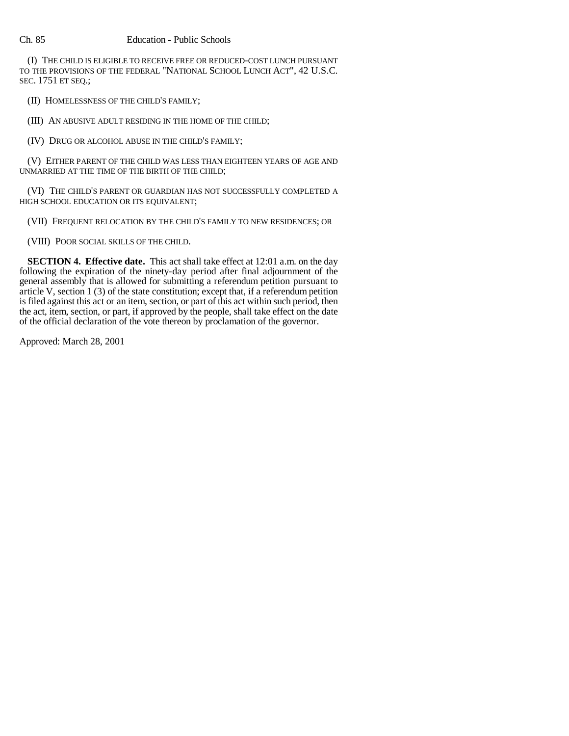(I) THE CHILD IS ELIGIBLE TO RECEIVE FREE OR REDUCED-COST LUNCH PURSUANT TO THE PROVISIONS OF THE FEDERAL "NATIONAL SCHOOL LUNCH ACT", 42 U.S.C. SEC. 1751 ET SEQ.;

(II) HOMELESSNESS OF THE CHILD'S FAMILY;

(III) AN ABUSIVE ADULT RESIDING IN THE HOME OF THE CHILD;

(IV) DRUG OR ALCOHOL ABUSE IN THE CHILD'S FAMILY;

(V) EITHER PARENT OF THE CHILD WAS LESS THAN EIGHTEEN YEARS OF AGE AND UNMARRIED AT THE TIME OF THE BIRTH OF THE CHILD;

(VI) THE CHILD'S PARENT OR GUARDIAN HAS NOT SUCCESSFULLY COMPLETED A HIGH SCHOOL EDUCATION OR ITS EQUIVALENT;

(VII) FREQUENT RELOCATION BY THE CHILD'S FAMILY TO NEW RESIDENCES; OR

(VIII) POOR SOCIAL SKILLS OF THE CHILD.

**SECTION 4. Effective date.** This act shall take effect at 12:01 a.m. on the day following the expiration of the ninety-day period after final adjournment of the general assembly that is allowed for submitting a referendum petition pursuant to article V, section 1 (3) of the state constitution; except that, if a referendum petition is filed against this act or an item, section, or part of this act within such period, then the act, item, section, or part, if approved by the people, shall take effect on the date of the official declaration of the vote thereon by proclamation of the governor.

Approved: March 28, 2001